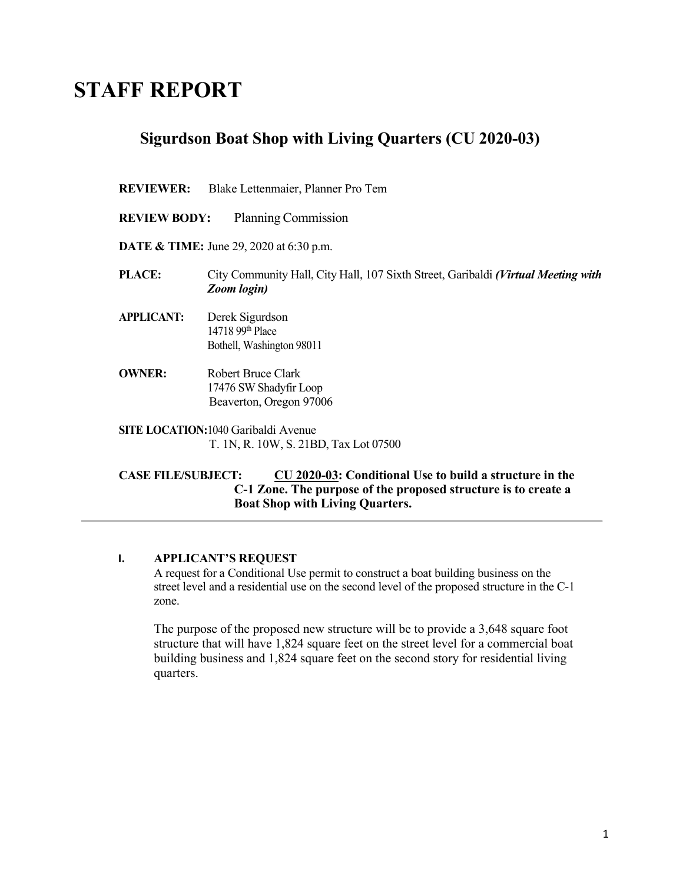# STAFF REPORT

## Sigurdson Boat Shop with Living Quarters (CU 2020-03)

**REVIEWER:** Blake Lettenmaier, Planner Pro Tem

**REVIEW BODY:** Planning Commission

**DATE & TIME:** June 29, 2020 at 6:30 p.m.

**PLACE:** City Community Hall, City Hall, 107 Sixth Street, Garibaldi ***(Virtual Meeting with Zoom login)***

**APPLICANT:** Derek Sigurdson
14718 99th Place
Bothell, Washington 98011

**OWNER:** Robert Bruce Clark
17476 SW Shadyfir Loop
Beaverton, Oregon 97006

**SITE LOCATION:** 1040 Garibaldi Avenue
T. 1N, R. 10W, S. 21BD, Tax Lot 07500

**CASE FILE/SUBJECT:** **CU 2020-03: Conditional Use to build a structure in the C-1 Zone. The purpose of the proposed structure is to create a Boat Shop with Living Quarters.**

---

### I. APPLICANT'S REQUEST

A request for a Conditional Use permit to construct a boat building business on the street level and a residential use on the second level of the proposed structure in the C-1 zone.

The purpose of the proposed new structure will be to provide a 3,648 square foot structure that will have 1,824 square feet on the street level for a commercial boat building business and 1,824 square feet on the second story for residential living quarters.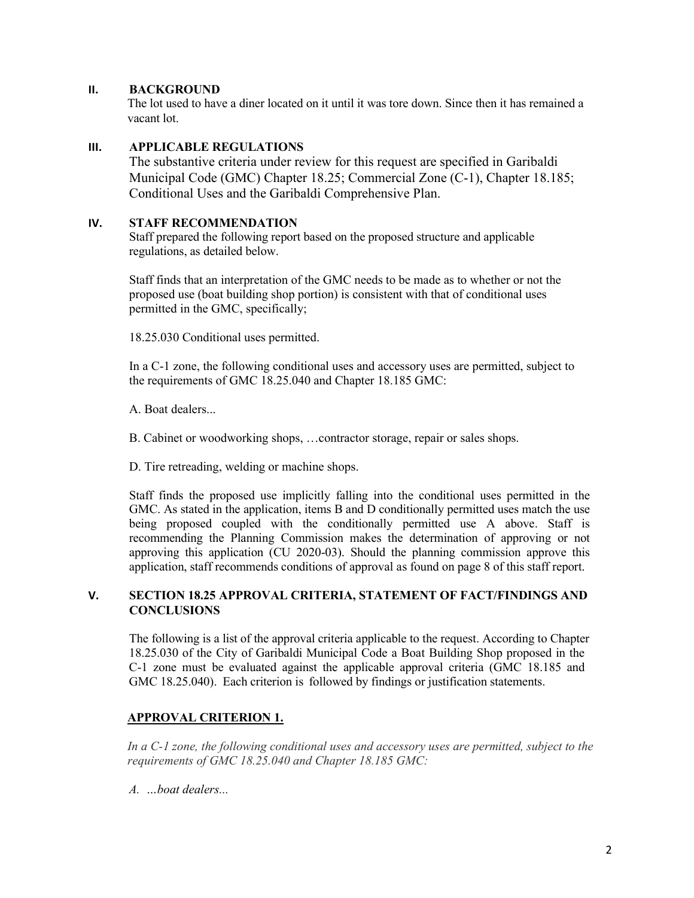## II. BACKGROUND

The lot used to have a diner located on it until it was tore down. Since then it has remained a vacant lot.

## III. APPLICABLE REGULATIONS

The substantive criteria under review for this request are specified in Garibaldi Municipal Code (GMC) Chapter 18.25; Commercial Zone (C-1), Chapter 18.185; Conditional Uses and the Garibaldi Comprehensive Plan.

## IV. STAFF RECOMMENDATION

Staff prepared the following report based on the proposed structure and applicable regulations, as detailed below.

Staff finds that an interpretation of the GMC needs to be made as to whether or not the proposed use (boat building shop portion) is consistent with that of conditional uses permitted in the GMC, specifically;

18.25.030 Conditional uses permitted.

In a C-1 zone, the following conditional uses and accessory uses are permitted, subject to the requirements of GMC 18.25.040 and Chapter 18.185 GMC:

A. Boat dealers...

B. Cabinet or woodworking shops, …contractor storage, repair or sales shops.

D. Tire retreading, welding or machine shops.

Staff finds the proposed use implicitly falling into the conditional uses permitted in the GMC. As stated in the application, items B and D conditionally permitted uses match the use being proposed coupled with the conditionally permitted use A above. Staff is recommending the Planning Commission makes the determination of approving or not approving this application (CU 2020-03). Should the planning commission approve this application, staff recommends conditions of approval as found on page 8 of this staff report.

## V. SECTION 18.25 APPROVAL CRITERIA, STATEMENT OF FACT/FINDINGS AND CONCLUSIONS

The following is a list of the approval criteria applicable to the request. According to Chapter 18.25.030 of the City of Garibaldi Municipal Code a Boat Building Shop proposed in the C-1 zone must be evaluated against the applicable approval criteria (GMC 18.185 and GMC 18.25.040). Each criterion is followed by findings or justification statements.

### APPROVAL CRITERION 1.

*In a C-1 zone, the following conditional uses and accessory uses are permitted, subject to the requirements of GMC 18.25.040 and Chapter 18.185 GMC:*

*A. …boat dealers...*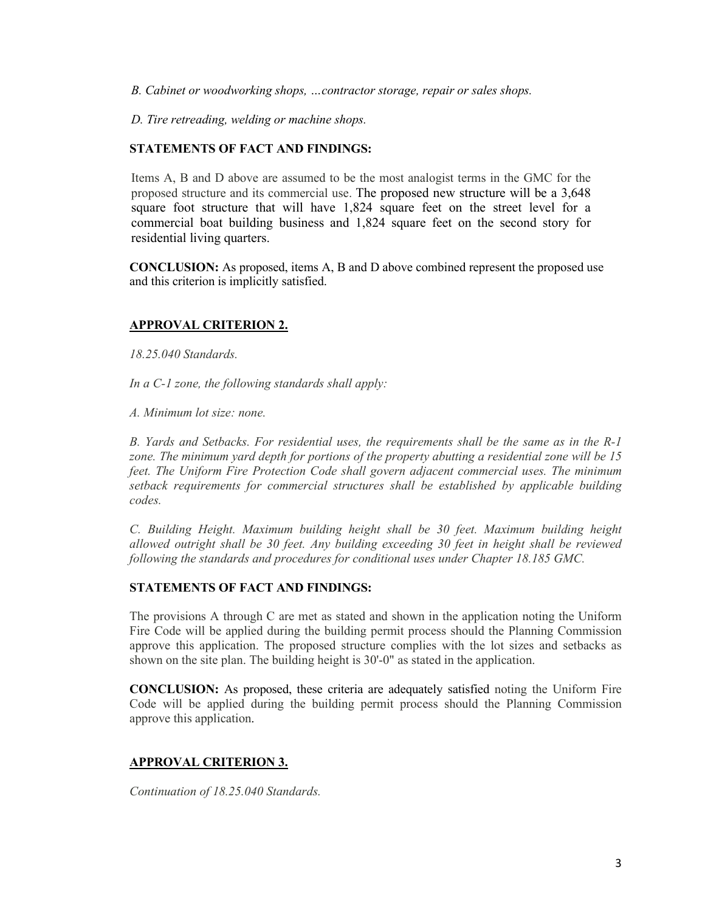*B. Cabinet or woodworking shops, …contractor storage, repair or sales shops.*

*D. Tire retreading, welding or machine shops.*

**STATEMENTS OF FACT AND FINDINGS:**

Items A, B and D above are assumed to be the most analogist terms in the GMC for the proposed structure and its commercial use. The proposed new structure will be a 3,648 square foot structure that will have 1,824 square feet on the street level for a commercial boat building business and 1,824 square feet on the second story for residential living quarters.

**CONCLUSION:** As proposed, items A, B and D above combined represent the proposed use and this criterion is implicitly satisfied.

## APPROVAL CRITERION 2.

*18.25.040 Standards.*

*In a C-1 zone, the following standards shall apply:*

*A. Minimum lot size: none.*

*B. Yards and Setbacks. For residential uses, the requirements shall be the same as in the R-1 zone. The minimum yard depth for portions of the property abutting a residential zone will be 15 feet. The Uniform Fire Protection Code shall govern adjacent commercial uses. The minimum setback requirements for commercial structures shall be established by applicable building codes.*

*C. Building Height. Maximum building height shall be 30 feet. Maximum building height allowed outright shall be 30 feet. Any building exceeding 30 feet in height shall be reviewed following the standards and procedures for conditional uses under Chapter 18.185 GMC.*

**STATEMENTS OF FACT AND FINDINGS:**

The provisions A through C are met as stated and shown in the application noting the Uniform Fire Code will be applied during the building permit process should the Planning Commission approve this application. The proposed structure complies with the lot sizes and setbacks as shown on the site plan. The building height is 30'-0" as stated in the application.

**CONCLUSION:** As proposed, these criteria are adequately satisfied noting the Uniform Fire Code will be applied during the building permit process should the Planning Commission approve this application.

## APPROVAL CRITERION 3.

*Continuation of 18.25.040 Standards.*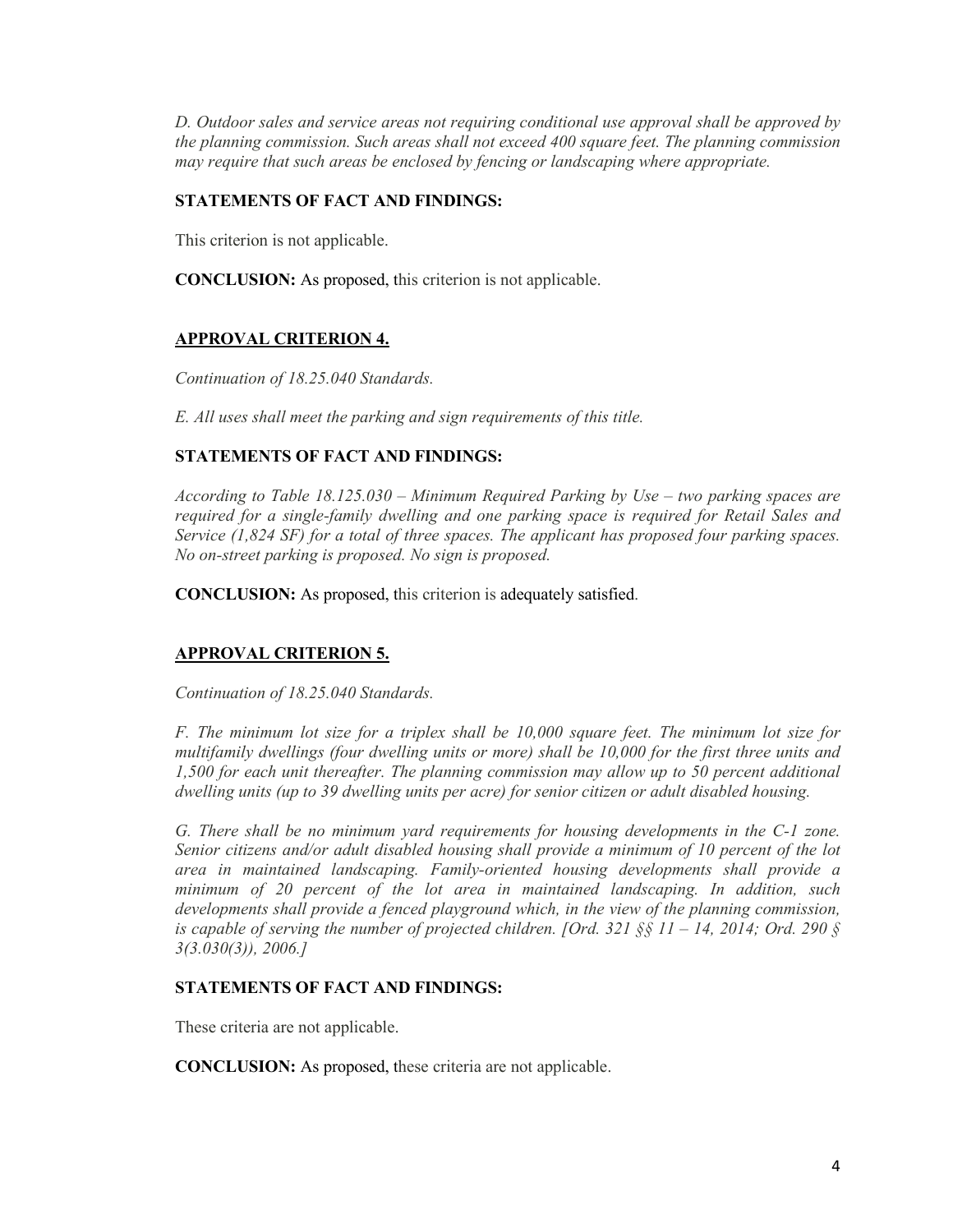*D. Outdoor sales and service areas not requiring conditional use approval shall be approved by the planning commission. Such areas shall not exceed 400 square feet. The planning commission may require that such areas be enclosed by fencing or landscaping where appropriate.*

**STATEMENTS OF FACT AND FINDINGS:**

This criterion is not applicable.

**CONCLUSION:** As proposed, this criterion is not applicable.

## APPROVAL CRITERION 4.

*Continuation of 18.25.040 Standards.*

*E. All uses shall meet the parking and sign requirements of this title.*

**STATEMENTS OF FACT AND FINDINGS:**

*According to Table 18.125.030 – Minimum Required Parking by Use – two parking spaces are required for a single-family dwelling and one parking space is required for Retail Sales and Service (1,824 SF) for a total of three spaces. The applicant has proposed four parking spaces. No on-street parking is proposed. No sign is proposed.*

**CONCLUSION:** As proposed, this criterion is adequately satisfied.

## APPROVAL CRITERION 5.

*Continuation of 18.25.040 Standards.*

*F. The minimum lot size for a triplex shall be 10,000 square feet. The minimum lot size for multifamily dwellings (four dwelling units or more) shall be 10,000 for the first three units and 1,500 for each unit thereafter. The planning commission may allow up to 50 percent additional dwelling units (up to 39 dwelling units per acre) for senior citizen or adult disabled housing.*

*G. There shall be no minimum yard requirements for housing developments in the C-1 zone. Senior citizens and/or adult disabled housing shall provide a minimum of 10 percent of the lot area in maintained landscaping. Family-oriented housing developments shall provide a minimum of 20 percent of the lot area in maintained landscaping. In addition, such developments shall provide a fenced playground which, in the view of the planning commission, is capable of serving the number of projected children. [Ord. 321 §§ 11 – 14, 2014; Ord. 290 § 3(3.030(3)), 2006.]*

**STATEMENTS OF FACT AND FINDINGS:**

These criteria are not applicable.

**CONCLUSION:** As proposed, these criteria are not applicable.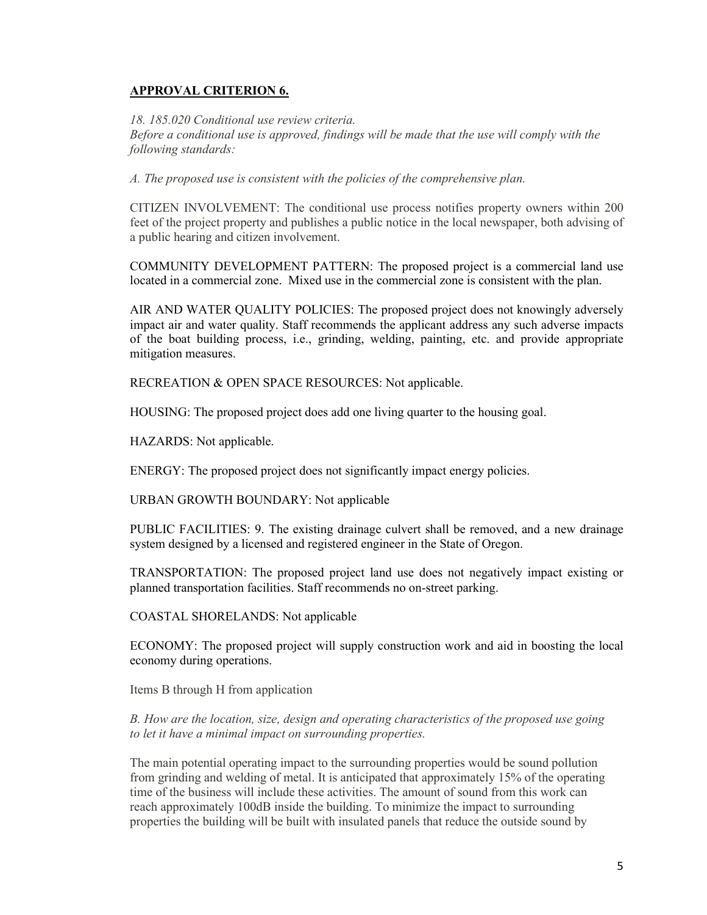## **APPROVAL CRITERION 6.**

*18. 185.020 Conditional use review criteria.*
*Before a conditional use is approved, findings will be made that the use will comply with the following standards:*

*A. The proposed use is consistent with the policies of the comprehensive plan.*

CITIZEN INVOLVEMENT: The conditional use process notifies property owners within 200 feet of the project property and publishes a public notice in the local newspaper, both advising of a public hearing and citizen involvement.

COMMUNITY DEVELOPMENT PATTERN: The proposed project is a commercial land use located in a commercial zone. Mixed use in the commercial zone is consistent with the plan.

AIR AND WATER QUALITY POLICIES: The proposed project does not knowingly adversely impact air and water quality. Staff recommends the applicant address any such adverse impacts of the boat building process, i.e., grinding, welding, painting, etc. and provide appropriate mitigation measures.

RECREATION & OPEN SPACE RESOURCES: Not applicable.

HOUSING: The proposed project does add one living quarter to the housing goal.

HAZARDS: Not applicable.

ENERGY: The proposed project does not significantly impact energy policies.

URBAN GROWTH BOUNDARY: Not applicable

PUBLIC FACILITIES: 9. The existing drainage culvert shall be removed, and a new drainage system designed by a licensed and registered engineer in the State of Oregon.

TRANSPORTATION: The proposed project land use does not negatively impact existing or planned transportation facilities. Staff recommends no on-street parking.

COASTAL SHORELANDS: Not applicable

ECONOMY: The proposed project will supply construction work and aid in boosting the local economy during operations.

Items B through H from application

*B. How are the location, size, design and operating characteristics of the proposed use going to let it have a minimal impact on surrounding properties.*

The main potential operating impact to the surrounding properties would be sound pollution from grinding and welding of metal. It is anticipated that approximately 15% of the operating time of the business will include these activities. The amount of sound from this work can reach approximately 100dB inside the building. To minimize the impact to surrounding properties the building will be built with insulated panels that reduce the outside sound by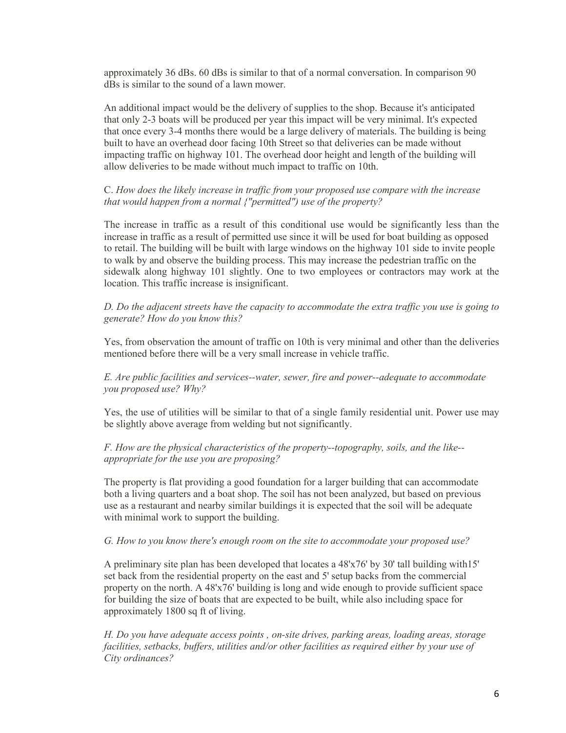approximately 36 dBs. 60 dBs is similar to that of a normal conversation. In comparison 90 dBs is similar to the sound of a lawn mower.

An additional impact would be the delivery of supplies to the shop. Because it's anticipated that only 2-3 boats will be produced per year this impact will be very minimal. It's expected that once every 3-4 months there would be a large delivery of materials. The building is being built to have an overhead door facing 10th Street so that deliveries can be made without impacting traffic on highway 101. The overhead door height and length of the building will allow deliveries to be made without much impact to traffic on 10th.

C. *How does the likely increase in traffic from your proposed use compare with the increase that would happen from a normal {"permitted") use of the property?*

The increase in traffic as a result of this conditional use would be significantly less than the increase in traffic as a result of permitted use since it will be used for boat building as opposed to retail. The building will be built with large windows on the highway 101 side to invite people to walk by and observe the building process. This may increase the pedestrian traffic on the sidewalk along highway 101 slightly. One to two employees or contractors may work at the location. This traffic increase is insignificant.

*D. Do the adjacent streets have the capacity to accommodate the extra traffic you use is going to generate? How do you know this?*

Yes, from observation the amount of traffic on 10th is very minimal and other than the deliveries mentioned before there will be a very small increase in vehicle traffic.

*E. Are public facilities and services--water, sewer, fire and power--adequate to accommodate you proposed use? Why?*

Yes, the use of utilities will be similar to that of a single family residential unit. Power use may be slightly above average from welding but not significantly.

*F. How are the physical characteristics of the property--topography, soils, and the like--appropriate for the use you are proposing?*

The property is flat providing a good foundation for a larger building that can accommodate both a living quarters and a boat shop. The soil has not been analyzed, but based on previous use as a restaurant and nearby similar buildings it is expected that the soil will be adequate with minimal work to support the building.

*G. How to you know there's enough room on the site to accommodate your proposed use?*

A preliminary site plan has been developed that locates a 48'x76' by 30' tall building with15' set back from the residential property on the east and 5' setup backs from the commercial property on the north. A 48'x76' building is long and wide enough to provide sufficient space for building the size of boats that are expected to be built, while also including space for approximately 1800 sq ft of living.

*H. Do you have adequate access points , on-site drives, parking areas, loading areas, storage facilities, setbacks, buffers, utilities and/or other facilities as required either by your use of City ordinances?*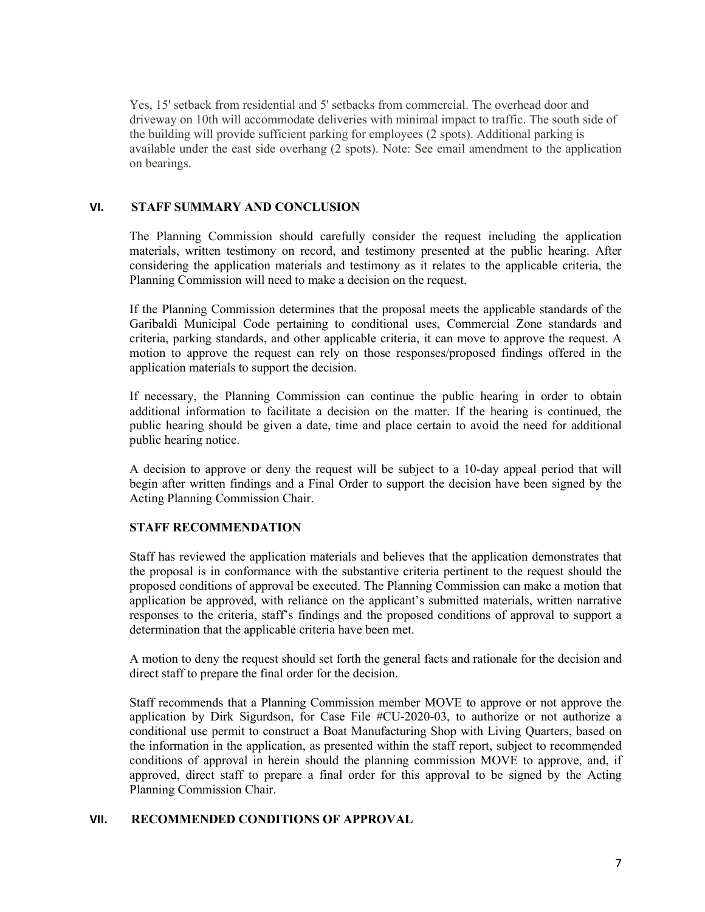Yes, 15' setback from residential and 5' setbacks from commercial. The overhead door and driveway on 10th will accommodate deliveries with minimal impact to traffic. The south side of the building will provide sufficient parking for employees (2 spots). Additional parking is available under the east side overhang (2 spots). Note: See email amendment to the application on bearings.

## VI. STAFF SUMMARY AND CONCLUSION

The Planning Commission should carefully consider the request including the application materials, written testimony on record, and testimony presented at the public hearing. After considering the application materials and testimony as it relates to the applicable criteria, the Planning Commission will need to make a decision on the request.

If the Planning Commission determines that the proposal meets the applicable standards of the Garibaldi Municipal Code pertaining to conditional uses, Commercial Zone standards and criteria, parking standards, and other applicable criteria, it can move to approve the request. A motion to approve the request can rely on those responses/proposed findings offered in the application materials to support the decision.

If necessary, the Planning Commission can continue the public hearing in order to obtain additional information to facilitate a decision on the matter. If the hearing is continued, the public hearing should be given a date, time and place certain to avoid the need for additional public hearing notice.

A decision to approve or deny the request will be subject to a 10-day appeal period that will begin after written findings and a Final Order to support the decision have been signed by the Acting Planning Commission Chair.

### STAFF RECOMMENDATION

Staff has reviewed the application materials and believes that the application demonstrates that the proposal is in conformance with the substantive criteria pertinent to the request should the proposed conditions of approval be executed. The Planning Commission can make a motion that application be approved, with reliance on the applicant's submitted materials, written narrative responses to the criteria, staff's findings and the proposed conditions of approval to support a determination that the applicable criteria have been met.

A motion to deny the request should set forth the general facts and rationale for the decision and direct staff to prepare the final order for the decision.

Staff recommends that a Planning Commission member MOVE to approve or not approve the application by Dirk Sigurdson, for Case File #CU-2020-03, to authorize or not authorize a conditional use permit to construct a Boat Manufacturing Shop with Living Quarters, based on the information in the application, as presented within the staff report, subject to recommended conditions of approval in herein should the planning commission MOVE to approve, and, if approved, direct staff to prepare a final order for this approval to be signed by the Acting Planning Commission Chair.

## VII. RECOMMENDED CONDITIONS OF APPROVAL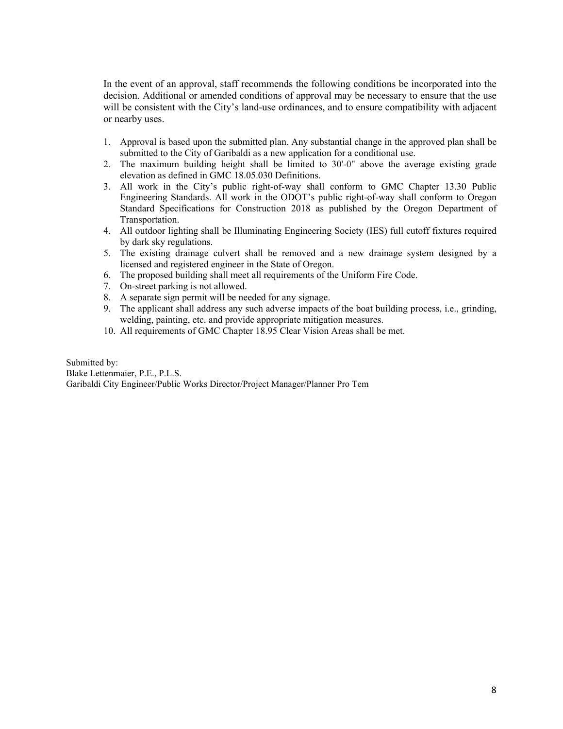In the event of an approval, staff recommends the following conditions be incorporated into the decision. Additional or amended conditions of approval may be necessary to ensure that the use will be consistent with the City's land-use ordinances, and to ensure compatibility with adjacent or nearby uses.

1. Approval is based upon the submitted plan. Any substantial change in the approved plan shall be submitted to the City of Garibaldi as a new application for a conditional use.
2. The maximum building height shall be limited to 30'-0" above the average existing grade elevation as defined in GMC 18.05.030 Definitions.
3. All work in the City's public right-of-way shall conform to GMC Chapter 13.30 Public Engineering Standards. All work in the ODOT's public right-of-way shall conform to Oregon Standard Specifications for Construction 2018 as published by the Oregon Department of Transportation.
4. All outdoor lighting shall be Illuminating Engineering Society (IES) full cutoff fixtures required by dark sky regulations.
5. The existing drainage culvert shall be removed and a new drainage system designed by a licensed and registered engineer in the State of Oregon.
6. The proposed building shall meet all requirements of the Uniform Fire Code.
7. On-street parking is not allowed.
8. A separate sign permit will be needed for any signage.
9. The applicant shall address any such adverse impacts of the boat building process, i.e., grinding, welding, painting, etc. and provide appropriate mitigation measures.
10. All requirements of GMC Chapter 18.95 Clear Vision Areas shall be met.

Submitted by:
Blake Lettenmaier, P.E., P.L.S.
Garibaldi City Engineer/Public Works Director/Project Manager/Planner Pro Tem